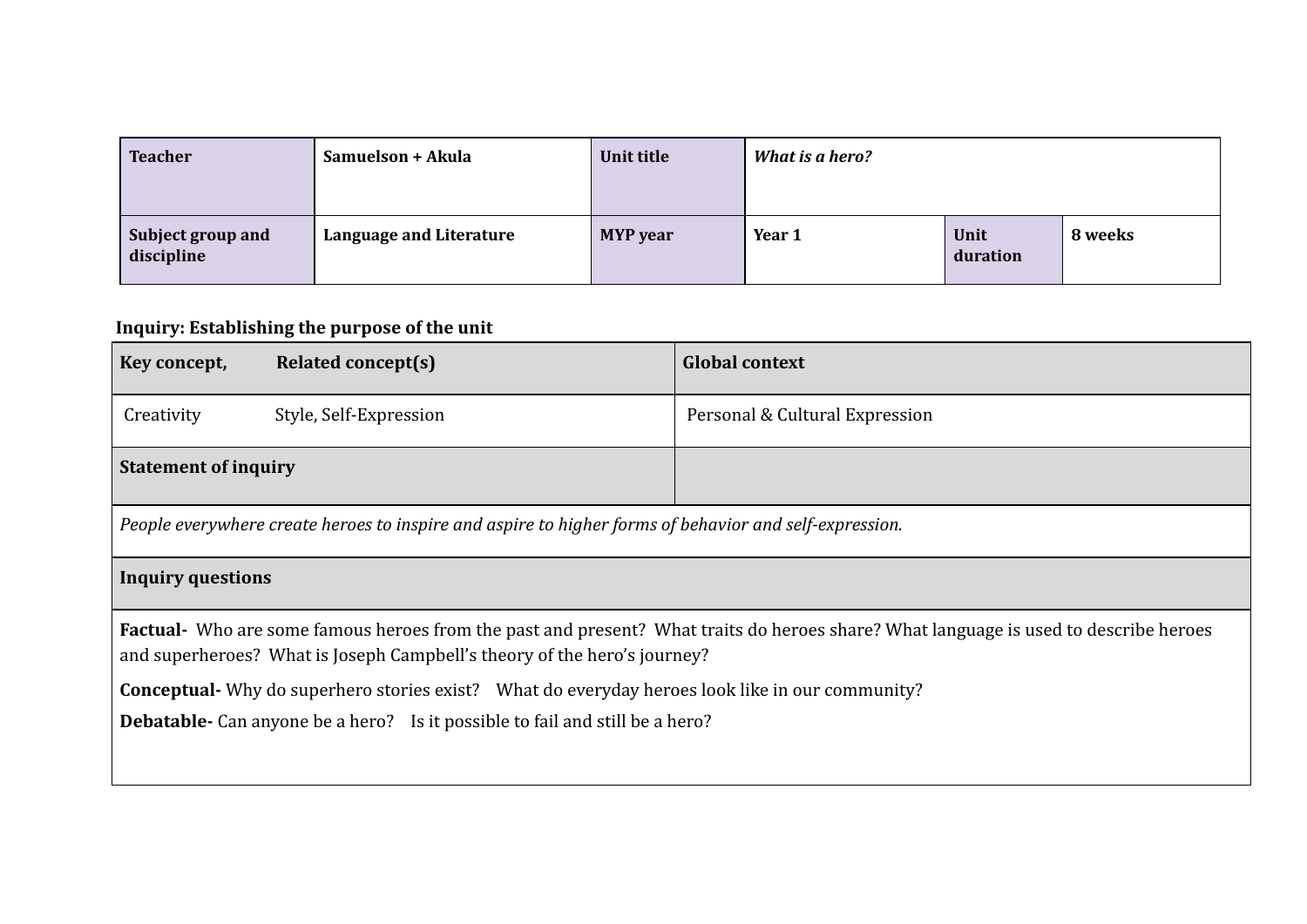| **Teacher** | **Samuelson + Akula** | **Unit title** | ***What is a hero?*** | | |
|---|---|---|---|---|---|
| **Subject group and discipline** | **Language and Literature** | **MYP year** | **Year 1** | **Unit duration** | **8 weeks** |

**Inquiry: Establishing the purpose of the unit**

| **Key concept, Related concept(s)** | **Global context** |
|---|---|
| Creativity — Style, Self-Expression | Personal & Cultural Expression |
| **Statement of inquiry** | |
| *People everywhere create heroes to inspire and aspire to higher forms of behavior and self-expression.* | |
| **Inquiry questions** | |
| **Factual-** Who are some famous heroes from the past and present? What traits do heroes share? What language is used to describe heroes and superheroes? What is Joseph Campbell's theory of the hero's journey?<br><br>**Conceptual-** Why do superhero stories exist? What do everyday heroes look like in our community?<br><br>**Debatable-** Can anyone be a hero? Is it possible to fail and still be a hero? | |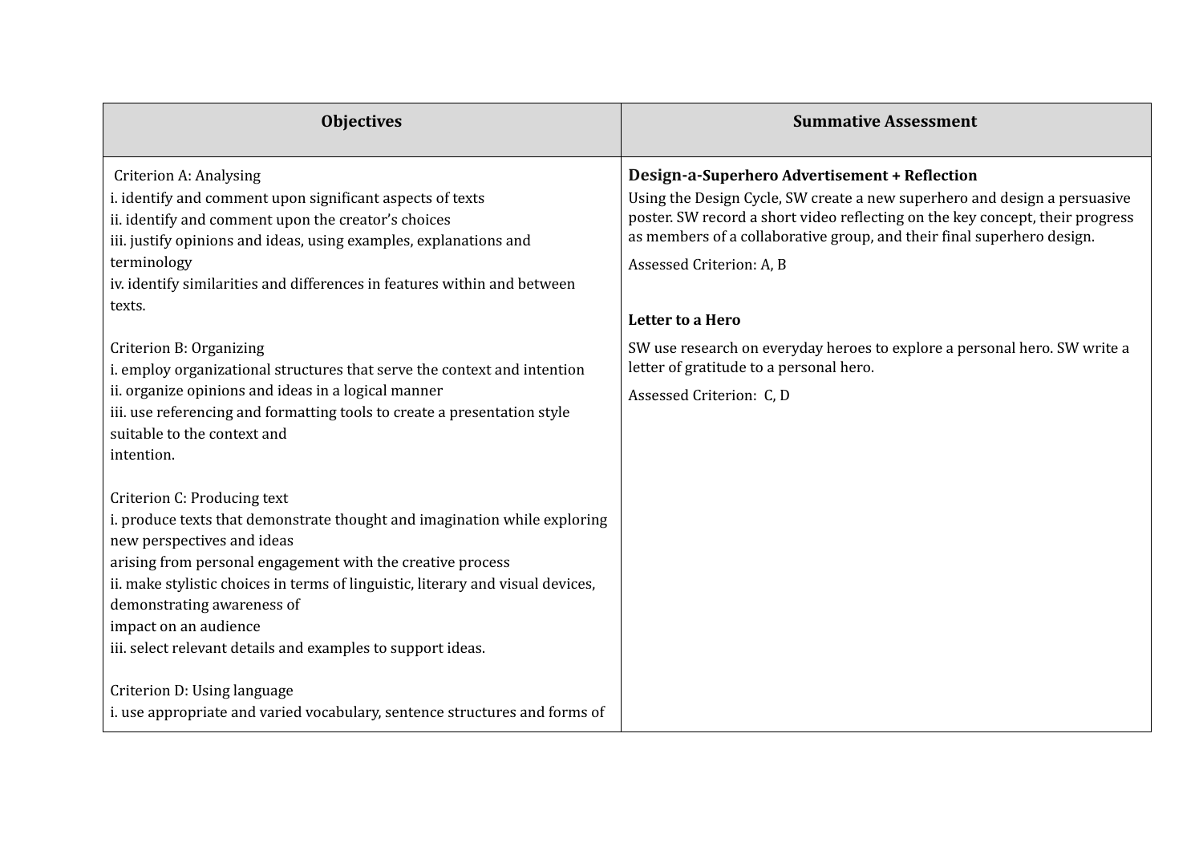| Objectives | Summative Assessment |
| --- | --- |
| Criterion A: Analysing<br>i. identify and comment upon significant aspects of texts<br>ii. identify and comment upon the creator's choices<br>iii. justify opinions and ideas, using examples, explanations and terminology<br>iv. identify similarities and differences in features within and between texts.<br><br>Criterion B: Organizing<br>i. employ organizational structures that serve the context and intention<br>ii. organize opinions and ideas in a logical manner<br>iii. use referencing and formatting tools to create a presentation style suitable to the context and intention.<br><br>Criterion C: Producing text<br>i. produce texts that demonstrate thought and imagination while exploring new perspectives and ideas arising from personal engagement with the creative process<br>ii. make stylistic choices in terms of linguistic, literary and visual devices, demonstrating awareness of impact on an audience<br>iii. select relevant details and examples to support ideas.<br><br>Criterion D: Using language<br>i. use appropriate and varied vocabulary, sentence structures and forms of | **Design-a-Superhero Advertisement + Reflection**<br>Using the Design Cycle, SW create a new superhero and design a persuasive poster. SW record a short video reflecting on the key concept, their progress as members of a collaborative group, and their final superhero design.<br>Assessed Criterion: A, B<br><br>**Letter to a Hero**<br>SW use research on everyday heroes to explore a personal hero. SW write a letter of gratitude to a personal hero.<br>Assessed Criterion: C, D |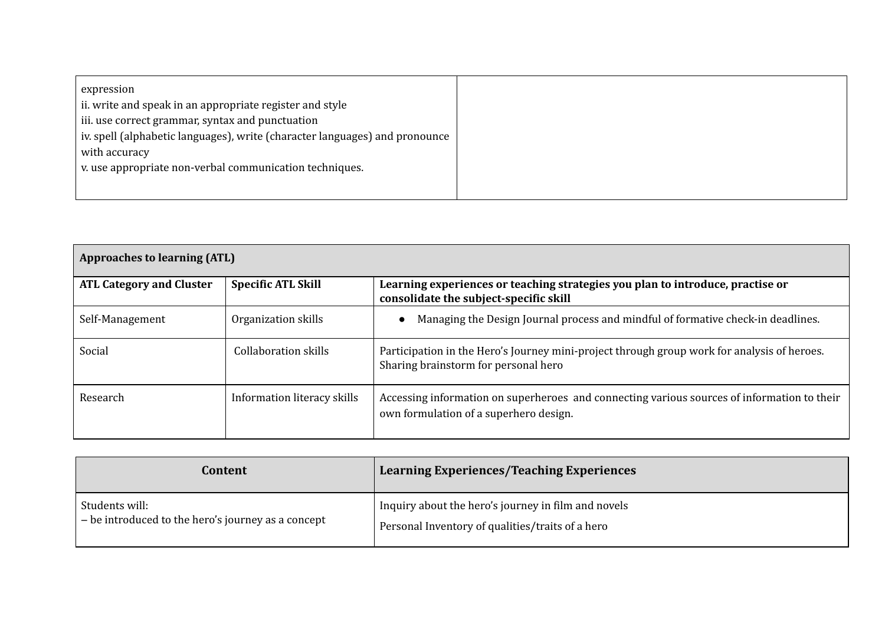| | |
|---|---|
| expression<br>ii. write and speak in an appropriate register and style<br>iii. use correct grammar, syntax and punctuation<br>iv. spell (alphabetic languages), write (character languages) and pronounce with accuracy<br>v. use appropriate non-verbal communication techniques. | |

| **Approaches to learning (ATL)** | | |
|---|---|---|
| **ATL Category and Cluster** | **Specific ATL Skill** | **Learning experiences or teaching strategies you plan to introduce, practise or consolidate the subject-specific skill** |
| Self-Management | Organization skills | • Managing the Design Journal process and mindful of formative check-in deadlines. |
| Social | Collaboration skills | Participation in the Hero's Journey mini-project through group work for analysis of heroes. Sharing brainstorm for personal hero |
| Research | Information literacy skills | Accessing information on superheroes and connecting various sources of information to their own formulation of a superhero design. |

| Content | Learning Experiences/Teaching Experiences |
|---|---|
| Students will:<br>– be introduced to the hero's journey as a concept | Inquiry about the hero's journey in film and novels<br>Personal Inventory of qualities/traits of a hero |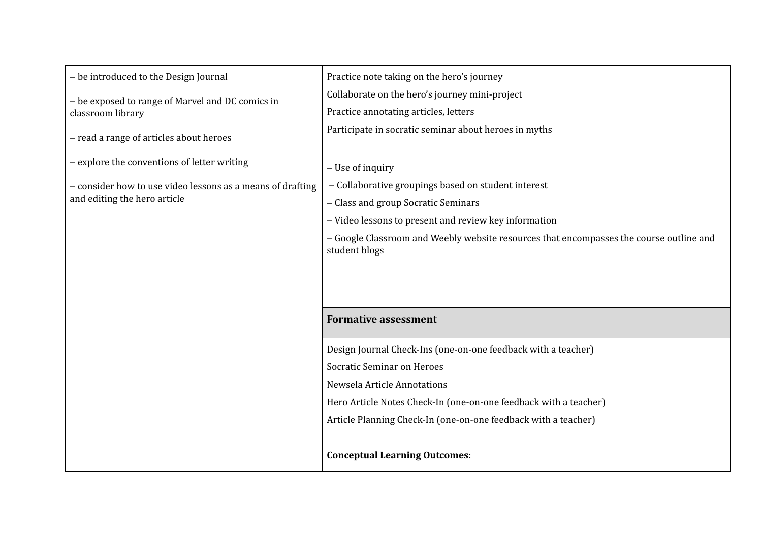| | |
|---|---|
| – be introduced to the Design Journal<br><br>– be exposed to range of Marvel and DC comics in classroom library<br><br>– read a range of articles about heroes<br><br>– explore the conventions of letter writing<br><br>– consider how to use video lessons as a means of drafting and editing the hero article | Practice note taking on the hero's journey<br>Collaborate on the hero's journey mini-project<br>Practice annotating articles, letters<br>Participate in socratic seminar about heroes in myths<br><br>– Use of inquiry<br>– Collaborative groupings based on student interest<br>– Class and group Socratic Seminars<br>– Video lessons to present and review key information<br>– Google Classroom and Weebly website resources that encompasses the course outline and student blogs |
| | **Formative assessment** |
| | Design Journal Check-Ins (one-on-one feedback with a teacher)<br>Socratic Seminar on Heroes<br>Newsela Article Annotations<br>Hero Article Notes Check-In (one-on-one feedback with a teacher)<br>Article Planning Check-In (one-on-one feedback with a teacher)<br><br>**Conceptual Learning Outcomes:** |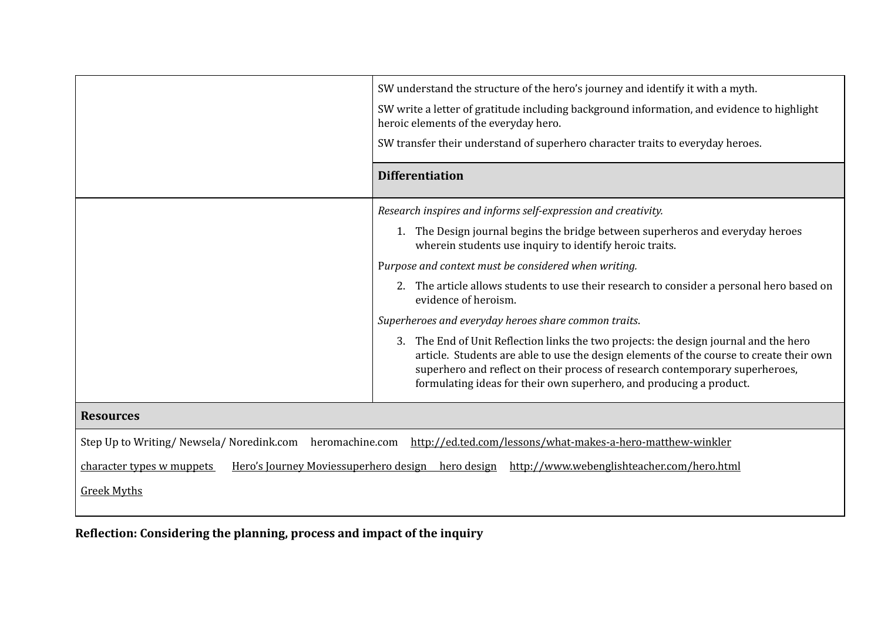| | |
|---|---|
| | SW understand the structure of the hero's journey and identify it with a myth.<br><br>SW write a letter of gratitude including background information, and evidence to highlight heroic elements of the everyday hero.<br><br>SW transfer their understand of superhero character traits to everyday heroes. |
| | **Differentiation** |
| | *Research inspires and informs self-expression and creativity.*<br><br>1. The Design journal begins the bridge between superheros and everyday heroes wherein students use inquiry to identify heroic traits.<br><br>P*urpose and context must be considered when writing.*<br><br>2. The article allows students to use their research to consider a personal hero based on evidence of heroism.<br><br>*Superheroes and everyday heroes share common traits*.<br><br>3. The End of Unit Reflection links the two projects: the design journal and the hero article. Students are able to use the design elements of the course to create their own superhero and reflect on their process of research contemporary superheroes, formulating ideas for their own superhero, and producing a product. |

| **Resources** |
|---|
| Step Up to Writing/ Newsela/ Noredink.com heromachine.com http://ed.ted.com/lessons/what-makes-a-hero-matthew-winkler<br><br>character types w muppets Hero's Journey Moviessuperhero design hero design http://www.webenglishteacher.com/hero.html<br><br>Greek Myths |

**Reflection: Considering the planning, process and impact of the inquiry**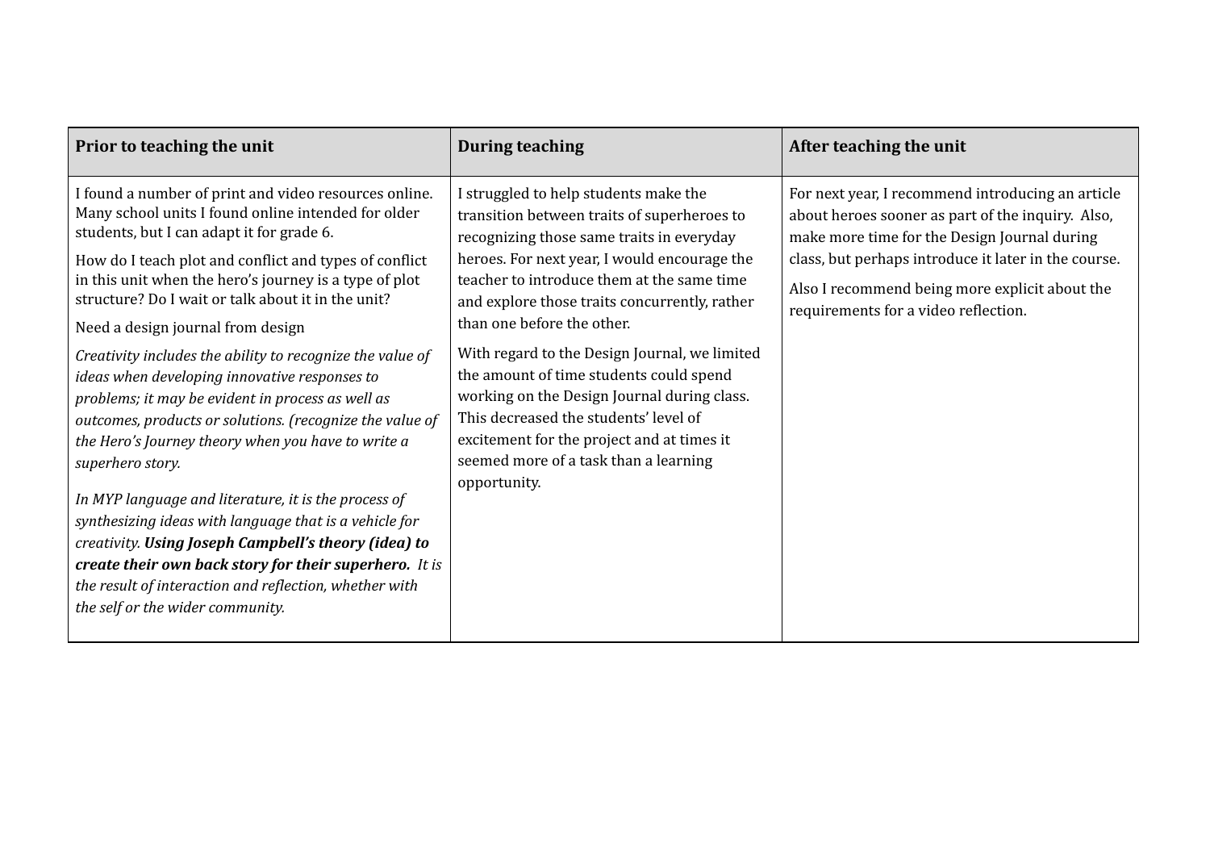| Prior to teaching the unit | During teaching | After teaching the unit |
| --- | --- | --- |
| I found a number of print and video resources online. Many school units I found online intended for older students, but I can adapt it for grade 6.<br><br>How do I teach plot and conflict and types of conflict in this unit when the hero's journey is a type of plot structure? Do I wait or talk about it in the unit?<br><br>Need a design journal from design<br><br>*Creativity includes the ability to recognize the value of ideas when developing innovative responses to problems; it may be evident in process as well as outcomes, products or solutions. (recognize the value of the Hero's Journey theory when you have to write a superhero story.*<br><br>*In MYP language and literature, it is the process of synthesizing ideas with language that is a vehicle for creativity.* ***Using Joseph Campbell's theory (idea) to create their own back story for their superhero.*** *It is the result of interaction and reflection, whether with the self or the wider community.* | I struggled to help students make the transition between traits of superheroes to recognizing those same traits in everyday heroes. For next year, I would encourage the teacher to introduce them at the same time and explore those traits concurrently, rather than one before the other.<br><br>With regard to the Design Journal, we limited the amount of time students could spend working on the Design Journal during class. This decreased the students' level of excitement for the project and at times it seemed more of a task than a learning opportunity. | For next year, I recommend introducing an article about heroes sooner as part of the inquiry. Also, make more time for the Design Journal during class, but perhaps introduce it later in the course.<br><br>Also I recommend being more explicit about the requirements for a video reflection. |